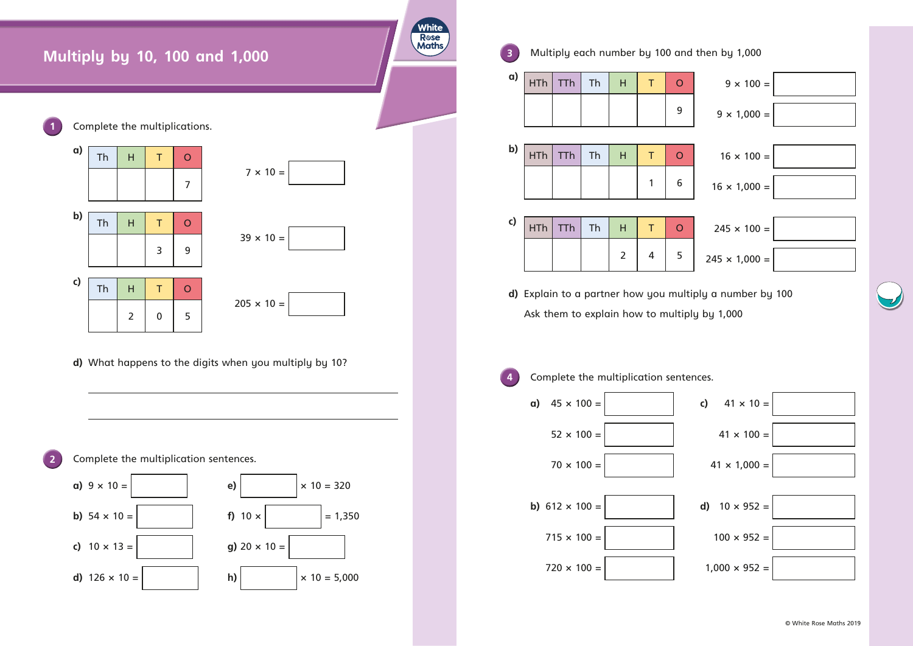# Multiply by 10, 100 and 1,000

**1** Complete the multiplications.

**a)**

| Th | H | T | O |
|---|---|---|---|
| | | | 7 |

7 × 10 = ______

**b)**

| Th | H | T | O |
|---|---|---|---|
| | | 3 | 9 |

39 × 10 = ______

**c)**

| Th | H | T | O |
|---|---|---|---|
| | 2 | 0 | 5 |

205 × 10 = ______

**d)** What happens to the digits when you multiply by 10?

______________________________

______________________________

**2** Complete the multiplication sentences.

**a)** 9 × 10 = ______

**b)** 54 × 10 = ______

**c)** 10 × 13 = ______

**d)** 126 × 10 = ______

**e)** ______ × 10 = 320

**f)** 10 × ______ = 1,350

**g)** 20 × 10 = ______

**h)** ______ × 10 = 5,000

**3** Multiply each number by 100 and then by 1,000

**a)**

| HTh | TTh | Th | H | T | O |
|---|---|---|---|---|---|
| | | | | | 9 |

9 × 100 = ______

9 × 1,000 = ______

**b)**

| HTh | TTh | Th | H | T | O |
|---|---|---|---|---|---|
| | | | | 1 | 6 |

16 × 100 = ______

16 × 1,000 = ______

**c)**

| HTh | TTh | Th | H | T | O |
|---|---|---|---|---|---|
| | | | 2 | 4 | 5 |

245 × 100 = ______

245 × 1,000 = ______

**d)** Explain to a partner how you multiply a number by 100

Ask them to explain how to multiply by 1,000

**4** Complete the multiplication sentences.

**a)** 45 × 100 = ______

52 × 100 = ______

70 × 100 = ______

**b)** 612 × 100 = ______

715 × 100 = ______

720 × 100 = ______

**c)** 41 × 10 = ______

41 × 100 = ______

41 × 1,000 = ______

**d)** 10 × 952 = ______

100 × 952 = ______

1,000 × 952 = ______

© White Rose Maths 2019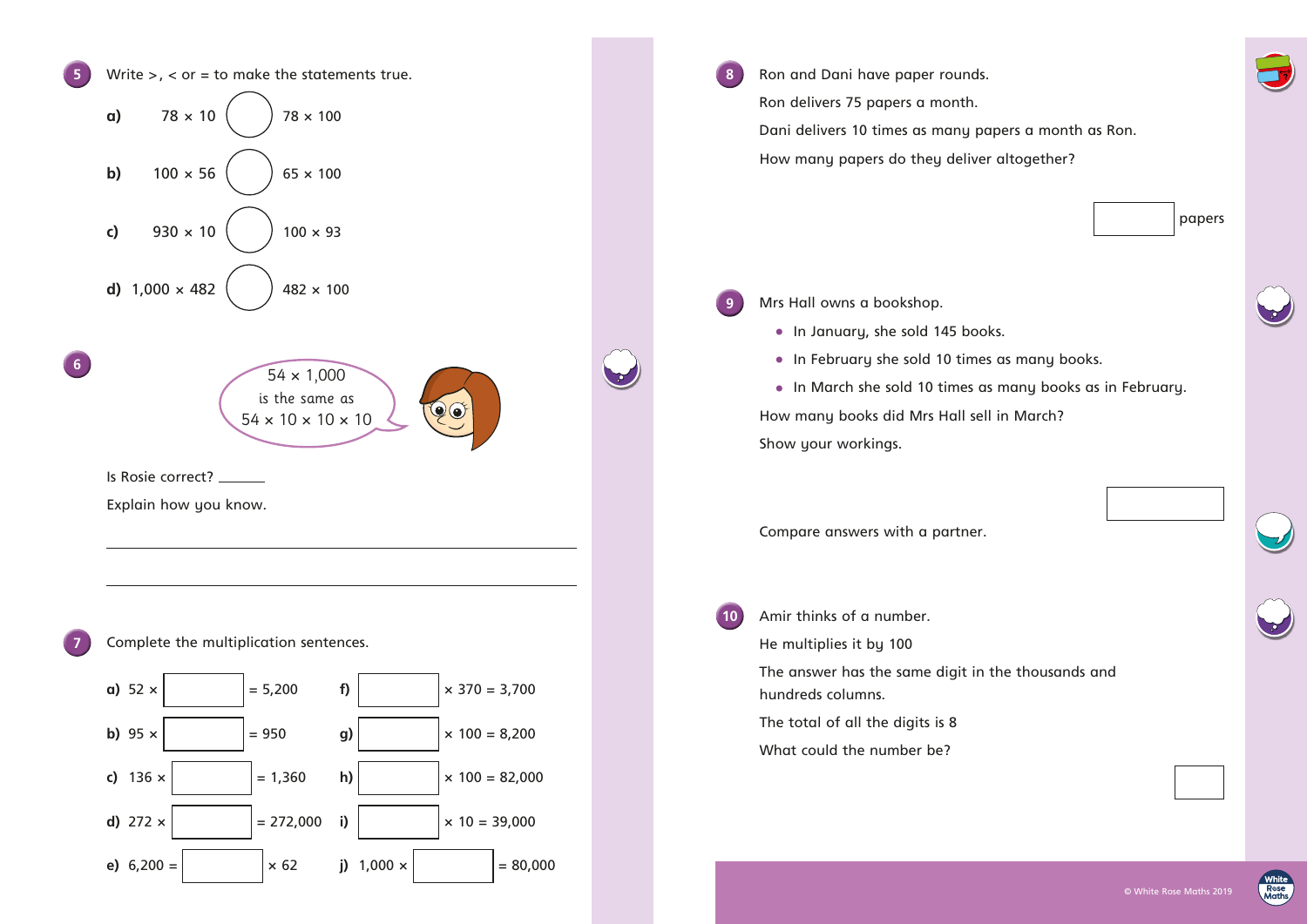**5** Write >, < or = to make the statements true.

**a)** $78 \times 10$ ◯ $78 \times 100$

**b)** $100 \times 56$ ◯ $65 \times 100$

**c)** $930 \times 10$ ◯ $100 \times 93$

**d)** $1{,}000 \times 482$ ◯ $482 \times 100$

**6**

$54 \times 1{,}000$ is the same as $54 \times 10 \times 10 \times 10$

Is Rosie correct? _______

Explain how you know.

______________________________________________

______________________________________________

**7** Complete the multiplication sentences.

**a)** $52 \times$ ☐ $= 5{,}200$

**b)** $95 \times$ ☐ $= 950$

**c)** $136 \times$ ☐ $= 1{,}360$

**d)** $272 \times$ ☐ $= 272{,}000$

**e)** $6{,}200 =$ ☐ $\times 62$

**f)** ☐ $\times 370 = 3{,}700$

**g)** ☐ $\times 100 = 8{,}200$

**h)** ☐ $\times 100 = 82{,}000$

**i)** ☐ $\times 10 = 39{,}000$

**j)** $1{,}000 \times$ ☐ $= 80{,}000$

**8** Ron and Dani have paper rounds.

Ron delivers 75 papers a month.

Dani delivers 10 times as many papers a month as Ron.

How many papers do they deliver altogether?

☐ papers

**9** Mrs Hall owns a bookshop.

- In January, she sold 145 books.
- In February she sold 10 times as many books.
- In March she sold 10 times as many books as in February.

How many books did Mrs Hall sell in March?

Show your workings.

☐

Compare answers with a partner.

**10** Amir thinks of a number.

He multiplies it by 100

The answer has the same digit in the thousands and hundreds columns.

The total of all the digits is 8

What could the number be?

☐